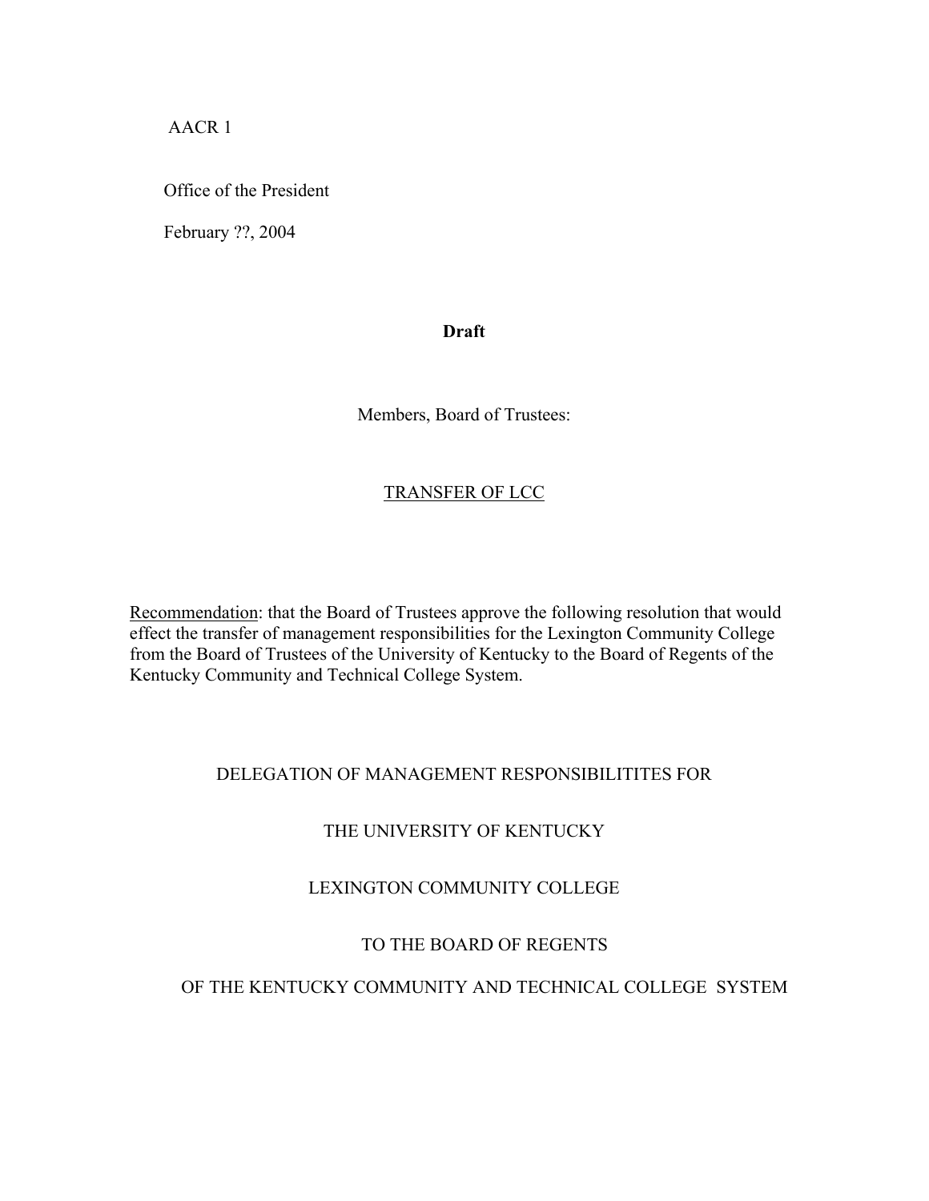AACR 1

Office of the President

February ??, 2004

**Draft**

Members, Board of Trustees:

<u>TRANSFER OF LCC</u>

<u>Recommendation</u>: that the Board of Trustees approve the following resolution that would effect the transfer of management responsibilities for the Lexington Community College from the Board of Trustees of the University of Kentucky to the Board of Regents of the Kentucky Community and Technical College System.

DELEGATION OF MANAGEMENT RESPONSIBILITITES FOR

THE UNIVERSITY OF KENTUCKY

LEXINGTON COMMUNITY COLLEGE

TO THE BOARD OF REGENTS

OF THE KENTUCKY COMMUNITY AND TECHNICAL COLLEGE SYSTEM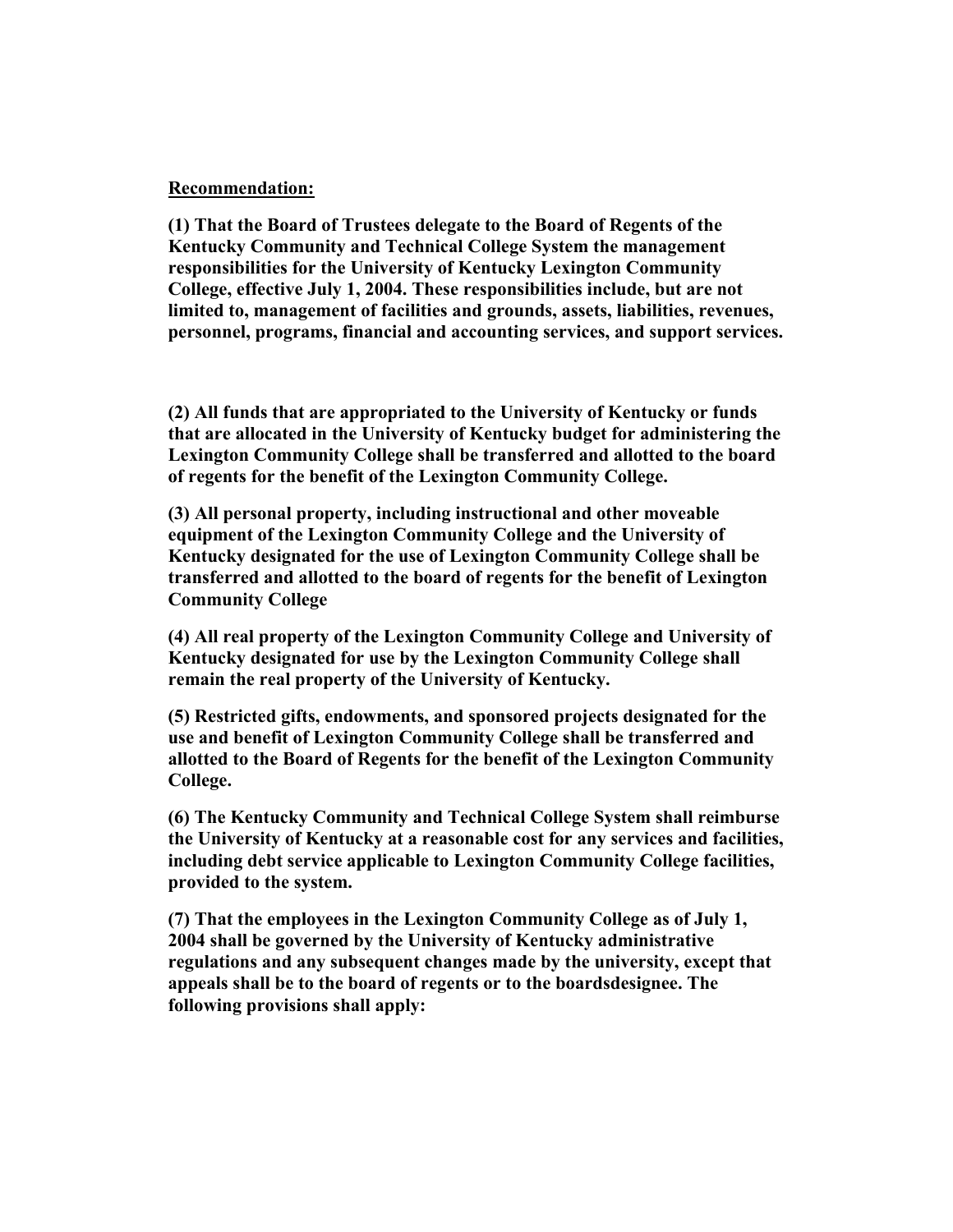**Recommendation:**

**(1) That the Board of Trustees delegate to the Board of Regents of the Kentucky Community and Technical College System the management responsibilities for the University of Kentucky Lexington Community College, effective July 1, 2004. These responsibilities include, but are not limited to, management of facilities and grounds, assets, liabilities, revenues, personnel, programs, financial and accounting services, and support services.**

**(2) All funds that are appropriated to the University of Kentucky or funds that are allocated in the University of Kentucky budget for administering the Lexington Community College shall be transferred and allotted to the board of regents for the benefit of the Lexington Community College.**

**(3) All personal property, including instructional and other moveable equipment of the Lexington Community College and the University of Kentucky designated for the use of Lexington Community College shall be transferred and allotted to the board of regents for the benefit of Lexington Community College**

**(4) All real property of the Lexington Community College and University of Kentucky designated for use by the Lexington Community College shall remain the real property of the University of Kentucky.**

**(5) Restricted gifts, endowments, and sponsored projects designated for the use and benefit of Lexington Community College shall be transferred and allotted to the Board of Regents for the benefit of the Lexington Community College.**

**(6) The Kentucky Community and Technical College System shall reimburse the University of Kentucky at a reasonable cost for any services and facilities, including debt service applicable to Lexington Community College facilities, provided to the system.**

**(7) That the employees in the Lexington Community College as of July 1, 2004 shall be governed by the University of Kentucky administrative regulations and any subsequent changes made by the university, except that appeals shall be to the board of regents or to the boardsdesignee. The following provisions shall apply:**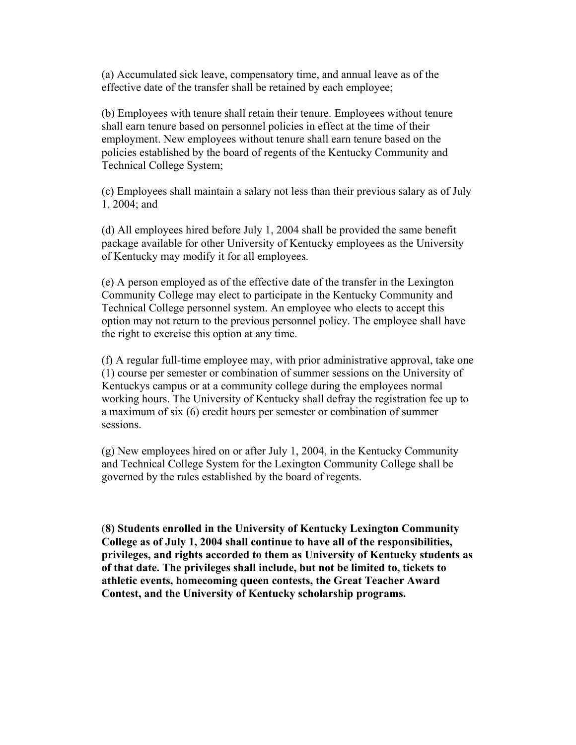(a) Accumulated sick leave, compensatory time, and annual leave as of the effective date of the transfer shall be retained by each employee;

(b) Employees with tenure shall retain their tenure. Employees without tenure shall earn tenure based on personnel policies in effect at the time of their employment. New employees without tenure shall earn tenure based on the policies established by the board of regents of the Kentucky Community and Technical College System;

(c) Employees shall maintain a salary not less than their previous salary as of July 1, 2004; and

(d) All employees hired before July 1, 2004 shall be provided the same benefit package available for other University of Kentucky employees as the University of Kentucky may modify it for all employees.

(e) A person employed as of the effective date of the transfer in the Lexington Community College may elect to participate in the Kentucky Community and Technical College personnel system. An employee who elects to accept this option may not return to the previous personnel policy. The employee shall have the right to exercise this option at any time.

(f) A regular full-time employee may, with prior administrative approval, take one (1) course per semester or combination of summer sessions on the University of Kentuckys campus or at a community college during the employees normal working hours. The University of Kentucky shall defray the registration fee up to a maximum of six (6) credit hours per semester or combination of summer sessions.

(g) New employees hired on or after July 1, 2004, in the Kentucky Community and Technical College System for the Lexington Community College shall be governed by the rules established by the board of regents.

(**8) Students enrolled in the University of Kentucky Lexington Community College as of July 1, 2004 shall continue to have all of the responsibilities, privileges, and rights accorded to them as University of Kentucky students as of that date. The privileges shall include, but not be limited to, tickets to athletic events, homecoming queen contests, the Great Teacher Award Contest, and the University of Kentucky scholarship programs.**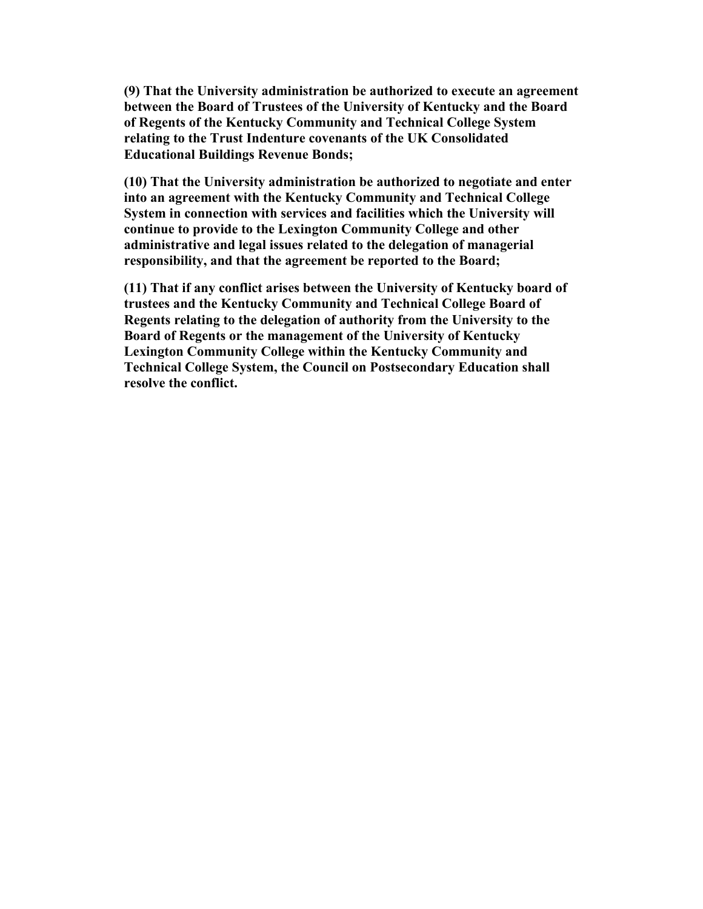**(9) That the University administration be authorized to execute an agreement between the Board of Trustees of the University of Kentucky and the Board of Regents of the Kentucky Community and Technical College System relating to the Trust Indenture covenants of the UK Consolidated Educational Buildings Revenue Bonds;**

**(10) That the University administration be authorized to negotiate and enter into an agreement with the Kentucky Community and Technical College System in connection with services and facilities which the University will continue to provide to the Lexington Community College and other administrative and legal issues related to the delegation of managerial responsibility, and that the agreement be reported to the Board;**

**(11) That if any conflict arises between the University of Kentucky board of trustees and the Kentucky Community and Technical College Board of Regents relating to the delegation of authority from the University to the Board of Regents or the management of the University of Kentucky Lexington Community College within the Kentucky Community and Technical College System, the Council on Postsecondary Education shall resolve the conflict.**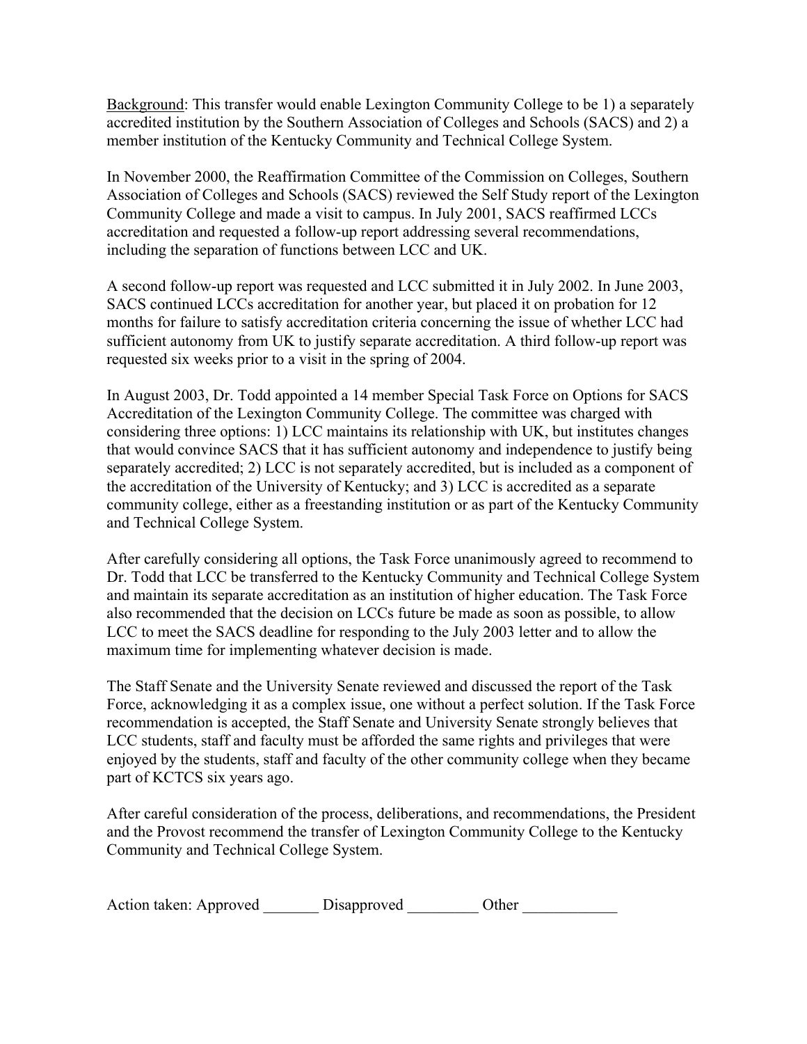Background: This transfer would enable Lexington Community College to be 1) a separately accredited institution by the Southern Association of Colleges and Schools (SACS) and 2) a member institution of the Kentucky Community and Technical College System.

In November 2000, the Reaffirmation Committee of the Commission on Colleges, Southern Association of Colleges and Schools (SACS) reviewed the Self Study report of the Lexington Community College and made a visit to campus. In July 2001, SACS reaffirmed LCCs accreditation and requested a follow-up report addressing several recommendations, including the separation of functions between LCC and UK.

A second follow-up report was requested and LCC submitted it in July 2002. In June 2003, SACS continued LCCs accreditation for another year, but placed it on probation for 12 months for failure to satisfy accreditation criteria concerning the issue of whether LCC had sufficient autonomy from UK to justify separate accreditation. A third follow-up report was requested six weeks prior to a visit in the spring of 2004.

In August 2003, Dr. Todd appointed a 14 member Special Task Force on Options for SACS Accreditation of the Lexington Community College. The committee was charged with considering three options: 1) LCC maintains its relationship with UK, but institutes changes that would convince SACS that it has sufficient autonomy and independence to justify being separately accredited; 2) LCC is not separately accredited, but is included as a component of the accreditation of the University of Kentucky; and 3) LCC is accredited as a separate community college, either as a freestanding institution or as part of the Kentucky Community and Technical College System.

After carefully considering all options, the Task Force unanimously agreed to recommend to Dr. Todd that LCC be transferred to the Kentucky Community and Technical College System and maintain its separate accreditation as an institution of higher education. The Task Force also recommended that the decision on LCCs future be made as soon as possible, to allow LCC to meet the SACS deadline for responding to the July 2003 letter and to allow the maximum time for implementing whatever decision is made.

The Staff Senate and the University Senate reviewed and discussed the report of the Task Force, acknowledging it as a complex issue, one without a perfect solution. If the Task Force recommendation is accepted, the Staff Senate and University Senate strongly believes that LCC students, staff and faculty must be afforded the same rights and privileges that were enjoyed by the students, staff and faculty of the other community college when they became part of KCTCS six years ago.

After careful consideration of the process, deliberations, and recommendations, the President and the Provost recommend the transfer of Lexington Community College to the Kentucky Community and Technical College System.

Action taken: Approved _______ Disapproved _________ Other ____________